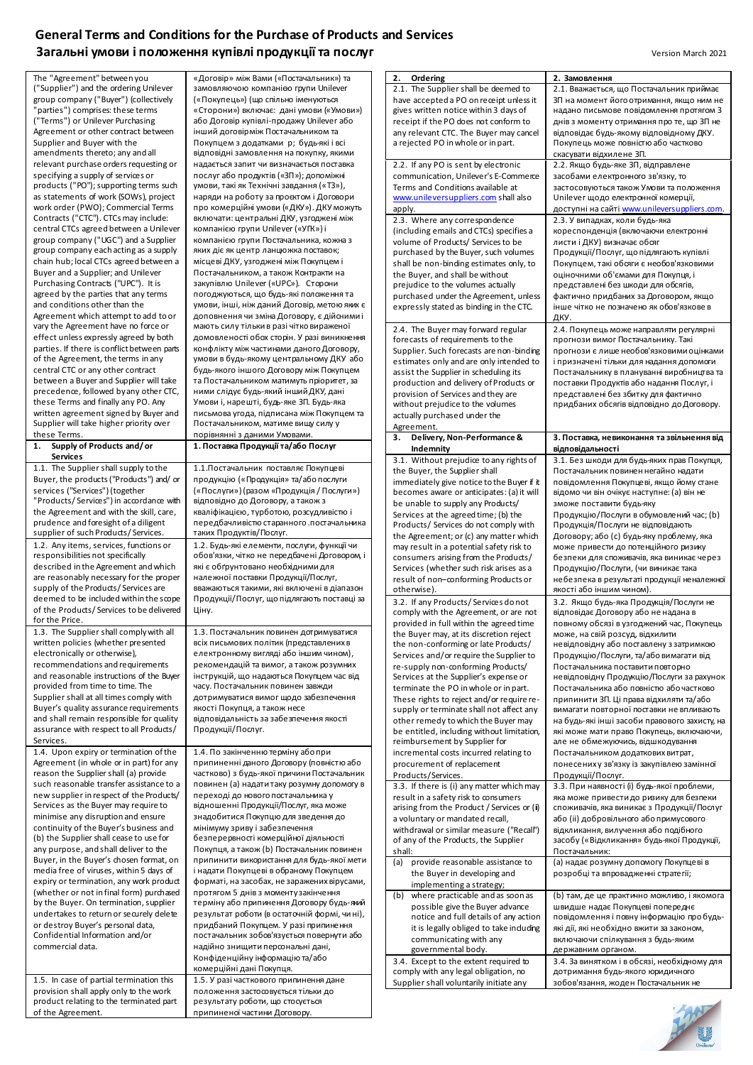# General Terms and Conditions for the Purchase of Products and Services
# Загальні умови і положення купівлі продукції та послуг

Version March 2021

| | |
|---|---|
| The "Agreement" between you ("Supplier") and the ordering Unilever group company ("Buyer") (collectively "parties") comprises: these terms ("Terms") or Unilever Purchasing Agreement or other contract between Supplier and Buyer with the amendments thereto; any and all relevant purchase orders requesting or specifying a supply of services or products ("PO"); supporting terms such as statements of work (SOWs), project work order (PWO); Commercial Terms Contracts ("CTC"). CTCs may include: central CTCs agreed between a Unilever group company ("UGC") and a Supplier group company each acting as a supply chain hub; local CTCs agreed between a Buyer and a Supplier; and Unilever Purchasing Contracts ("UPC"). It is agreed by the parties that any terms and conditions other than the Agreement which attempt to add to or vary the Agreement have no force or effect unless expressly agreed by both parties. If there is conflict between parts of the Agreement, the terms in any central CTC or any other contract between Buyer and Supplier will take precedence, followed by any other CTC, these Terms and finally any PO. Any written agreement signed by Buyer and Supplier will take higher priority over these Terms. | «Договір» між Вами («Постачальник») та замовляючою компанією групи Unilever («Покупець») (що спільно іменуються «Сторони») включає: дані умови («Умови») або Договір купівлі-продажу Unilever або інший договір між Постачальником та Покупцем з додатками р; будь-які і всі відповідні замовлення на покупку, якими надається запит чи визначається поставка послуг або продуктів («ЗП»); допоміжні умови, такі як Технічні завдання («ТЗ»), наряди на роботу за проектом і Договори про комерційні умови («ДКУ»). ДКУ можуть включати: центральні ДКУ, узгоджені між компанією групи Unilever («УГК») і компанією групи Постачальника, кожна з яких діє як центр ланцюжка поставок; місцеві ДКУ, узгоджені між Покупцем і Постачальником, а також Контракти на закупівлю Unilever («UPC»). Сторони погоджуються, що будь-які положення та умови, інші, ніж даний Договір, метою яких є доповнення чи зміна Договору, є дійсними і мають силу тільки в разі чітко вираженої домовленості обох сторін. У разі виникнення конфлікту між частинами даного Договору, умови в будь-якому центральному ДКУ або будь-якого іншого Договору між Покупцем та Постачальником матимуть пріоритет, за ними слідує будь-який інший ДКУ, дані Умови і, нарешті, будь-яке ЗП. Будь-яка письмова угода, підписана між Покупцем та Постачальником, матиме вищу силу у порівнянні з даними Умовами. |
| **1. Supply of Products and/or Services** | **1. Поставка Продукції та/або Послуг** |
| 1.1. The Supplier shall supply to the Buyer, the products ("Products") and/ or services ("Services") (together "Products/ Services") in accordance with the Agreement and with the skill, care, prudence and foresight of a diligent supplier of such Products/ Services. | 1.1.Постачальник поставляє Покупцеві продукцію («Продукція» та/або послуги («Послуги») (разом «Продукція / Послуги») відповідно до Договору, а також з кваліфікацією, турботою, розсудливістю і передбачливістю старанного .постачальника таких Продуктів/Послуг. |
| 1.2. Any items, services, functions or responsibilities not specifically described in the Agreement and which are reasonably necessary for the proper supply of the Products/ Services are deemed to be included within the scope of the Products/ Services to be delivered for the Price. | 1.2. Будь-які елементи, послуги, функції чи обов'язки, чітко не передбачені Договором, і які є обґрунтовано необхідними для належної поставки Продукції/Послуг, вважаються такими, які включені в діапазон Продукції/Послуг, що підлягають поставці за Ціну. |
| 1.3. The Supplier shall comply with all written policies (whether presented electronically or otherwise), recommendations and requirements and reasonable instructions of the Buyer provided from time to time. The Supplier shall at all times comply with Buyer's quality assurance requirements and shall remain responsible for quality assurance with respect to all Products/ Services. | 1.3. Постачальник повинен дотримуватися всіх письмових політик (представлених в електронному вигляді або іншим чином), рекомендацій та вимог, а також розумних інструкцій, що надаються Покупцем час від часу. Постачальник повинен завжди дотримуватися вимог щодо забезпечення якості Покупця, а також несе відповідальність за забезпечення якості Продукції/Послуг. |
| 1.4. Upon expiry or termination of the Agreement (in whole or in part) for any reason the Supplier shall (a) provide such reasonable transfer assistance to a new supplier in respect of the Products/ Services as the Buyer may require to minimise any disruption and ensure continuity of the Buyer's business and (b) the Supplier shall cease to use for any purpose, and shall deliver to the Buyer, in the Buyer's chosen format, on media free of viruses, within 5 days of expiry or termination, any work product (whether or not in final form) purchased by the Buyer. On termination, supplier undertakes to return or securely delete Buyer's personal data, Confidential Information and/or commercial data. | 1.4. По закінченню терміну або при припиненні даного Договору (повністю або частково) з будь-якої причини Постачальник повинен (а) надати таку розумну допомогу в переході до нового постачальника у відношенні Продукції/Послуг, яка може знадобитися Покупцю для зведення до мінімуму зриву і забезпечення безперервності комерційної діяльності Покупця, а також (b) Постачальник повинен припинити використання для будь-якої мети і надати Покупцеві в обраному Покупцем форматі, на засобах, не заражених вірусами, протягом 5 днів з моменту закінчення терміну або припинення Договору будь-який результат роботи (в остаточній формі, чи ні), придбаний Покупцем. У разі припинення постачальник зобов'язується повернути або надійно знищити персональні дані, Конфіденційну інформацію та/або комерційні дані Покупця. |
| 1.5. In case of partial termination this provision shall apply only to the work product relating to the terminated part of the Agreement. | 1.5. У разі часткового припинення дане положення застосовується тільки до результату роботи, що стосується припиненої частини Договору. |
| **2. Ordering** | **2. Замовлення** |
| 2.1. The Supplier shall be deemed to have accepted a PO on receipt unless it gives written notice within 3 days of receipt if the PO does not conform to any relevant CTC. The Buyer may cancel a rejected PO in whole or in part. | 2.1. Вважається, що Постачальник приймає ЗП на момент його отримання, якщо ним не надано письмове повідомлення протягом 3 днів з моменту отримання про те, що ЗП не відповідає будь-якому відповідному ДКУ. Покупець може повністю або частково скасувати відхилене ЗП. |
| 2.2. If any PO is sent by electronic communication, Unilever's E-Commerce Terms and Conditions available at www.unileversuppliers.com shall also apply. | 2.2. Якщо будь-яке ЗП, відправлене засобами електронного зв'язку, то застосовуються також Умови та положення Unilever щодо електронної комерції, доступні на сайті www.unileversuppliers.com. |
| 2.3. Where any correspondence (including emails and CTCs) specifies a volume of Products/ Services to be purchased by the Buyer, such volumes shall be non-binding estimates only, to the Buyer, and shall be without prejudice to the volumes actually purchased under the Agreement, unless expressly stated as binding in the CTC. | 2.3. У випадках, коли будь-яка кореспонденція (включаючи електронні листи і ДКУ) визначає обсяг Продукції/Послуг, що підлягають купівлі Покупцем, такі обсяги є необов'язковими оціночними об'ємами для Покупця, і представлені без шкоди для обсягів, фактично придбаних за Договором, якщо інше чітко не позначено як обов'язкове в ДКУ. |
| 2.4. The Buyer may forward regular forecasts of requirements to the Supplier. Such forecasts are non-binding estimates only and are only intended to assist the Supplier in scheduling its production and delivery of Products or provision of Services and they are without prejudice to the volumes actually purchased under the Agreement. | 2.4. Покупець може направляти регулярні прогнози вимог Постачальнику. Такі прогнози є лише необов'язковими оцінками і призначені тільки для надання допомоги Постачальнику в плануванні виробництва та поставки Продуктів або надання Послуг, і представлені без збитку для фактично придбаних обсягів відповідно до Договору. |
| **3. Delivery, Non-Performance & Indemnity** | **3. Поставка, невиконання та звільнення від відповідальності** |
| 3.1. Without prejudice to any rights of the Buyer, the Supplier shall immediately give notice to the Buyer if it becomes aware or anticipates: (a) it will be unable to supply any Products/ Services at the agreed time; (b) the Products/ Services do not comply with the Agreement; or (c) any matter which may result in a potential safety risk to consumers arising from the Products/ Services (whether such risk arises as a result of non–conforming Products or otherwise). | 3.1. Без шкоди для будь-яких прав Покупця, Постачальник повинен негайно надати повідомлення Покупцю, якщо йому стане відомо чи він очікує наступне: (а) він не зможе поставити будь-яку Продукцію/Послуги в обумовлений час; (b) Продукція/Послуги не відповідають Договору; або (c) будь-яку проблему, яка може привести до потенційного ризику безпеки для споживачів, яка виникає через Продукцію/Послуги, (чи виникає така небезпека в результаті продукції неналежної якості або іншим чином). |
| 3.2. If any Products/ Services do not comply with the Agreement, or are not provided in full within the agreed time the Buyer may, at its discretion reject the non-conforming or late Products/ Services and/or require the Supplier to re-supply non-conforming Products/ Services at the Supplier's expense or terminate the PO in whole or in part. These rights to reject and/or require re-supply or terminate shall not affect any other remedy to which the Buyer may be entitled, including without limitation, reimbursement by Supplier for incremental costs incurred relating to procurement of replacement Products/Services. | 3.2. Якщо будь-яка Продукція/Послуги не відповідає Договору або не надана в повному обсязі в узгоджений час, Покупець може, на свій розсуд, відхилити невідповідну або поставлену з затримкою Продукцію/Послуги, та/або вимагати від Постачальника поставити повторно невідповідну Продукцію/Послуги за рахунок Постачальника або повністю або частково припинити ЗП. Ці права відхиляти та/або вимагати повторної поставки не впливають на будь-які інші засоби правового захисту, на які може мати право Покупець, включаючи, але не обмежуючись, відшкодування Постачальником додаткових витрат, понесених у зв'язку із закупівлею замінної Продукції/Послуг. |
| 3.3. If there is (i) any matter which may result in a safety risk to consumers arising from the Product / Services or (ii) a voluntary or mandated recall, withdrawal or similar measure ("Recall") of any of the Products, the Supplier shall: | 3.3. При наявності (i) будь-якої проблеми, яка може привести до ризику для безпеки споживачів, яка виникає з Продукції/Послуг або (ii) добровільного або примусового відкликання, вилучення або подібного засобу («Відкликання» будь-якої Продукції, Постачальник: |
| (a) provide reasonable assistance to the Buyer in developing and implementing a strategy; | (a) надає розумну допомогу Покупцеві в розробці та впровадженні стратегії; |
| (b) where practicable and as soon as possible give the Buyer advance notice and full details of any action it is legally obliged to take including communicating with any governmental body. | (b) там, де це практично можливо, і якомога швидше надає Покупцеві попереднє повідомлення і повну інформацію про будь-які дії, які необхідно вжити за законом, включаючи спілкування з будь-яким державним органом. |
| 3.4. Except to the extent required to comply with any legal obligation, no Supplier shall voluntarily initiate any | 3.4. За винятком і в обсязі, необхідному для дотримання будь-якого юридичного зобов'язання, жоден Постачальник не |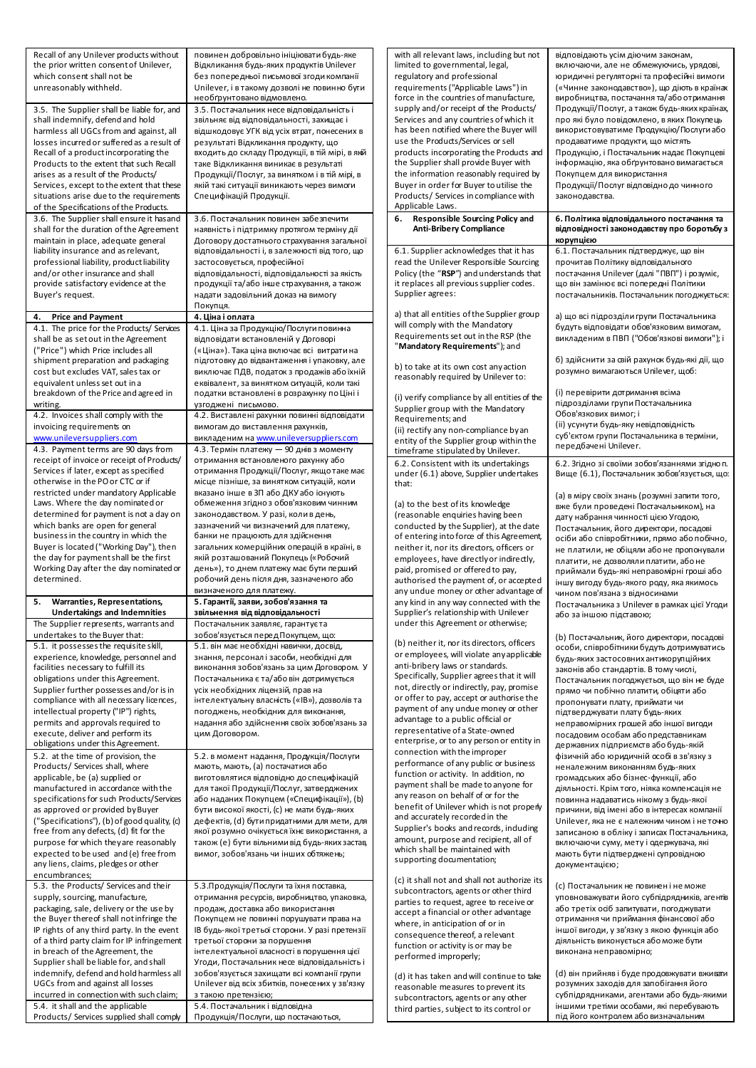| | |
|---|---|
| Recall of any Unilever products without the prior written consent of Unilever, which consent shall not be unreasonably withheld. | повинен добровільно ініціювати будь-яке Відкликання будь-яких продуктів Unilever без попередньої письмової згоди компанії Unilever, і в такому дозволі не повинно бути необгрунтовано відмовлено. |
| 3.5. The Supplier shall be liable for, and shall indemnify, defend and hold harmless all UGCs from and against, all losses incurred or suffered as a result of Recall of a product incorporating the Products to the extent that such Recall arises as a result of the Products/ Services, except to the extent that these situations arise due to the requirements of the Specifications of the Products. | 3.5. Постачальник несе відповідальність і звільняє від відповідальності, захищає і відшкодовує УГК від усіх втрат, понесених в результаті Відкликання продукту, що входить до складу Продукції, в тій мірі, в якій таке Відкликання виникає в результаті Продукції/Послуг, за винятком і в тій мірі, в якій такі ситуації виникають через вимоги Специфікацій Продукції. |
| 3.6. The Supplier shall ensure it has and shall for the duration of the Agreement maintain in place, adequate general liability insurance and as relevant, professional liability, product liability and/or other insurance and shall provide satisfactory evidence at the Buyer's request. | 3.6. Постачальник повинен забезпечити наявність і підтримку протягом терміну дії Договору достатнього страхування загальної відповідальності і, в залежності від того, що застосовується, професійної відповідальності, відповідальності за якість продукції та/або інше страхування, а також надати задовільний доказ на вимогу Покупця. |
| **4. Price and Payment** | **4. Ціна і оплата** |
| 4.1. The price for the Products/ Services shall be as set out in the Agreement ("Price") which Price includes all shipment preparation and packaging cost but excludes VAT, sales tax or equivalent unless set out in a breakdown of the Price and agreed in writing. | 4.1. Ціна за Продукцію/Послуги повинна відповідати встановленій у Договорі («Ціна»). Така ціна включає всі витрати на підготовку до відвантаження і упаковки, але виключає ПДВ, податок з продажів або їхній еквівалент, за винятком ситуацій, коли такі податки встановлені в розрахунку по Ціні і узгоджені письмово. |
| 4.2. Invoices shall comply with the invoicing requirements on www.unileversuppliers.com | 4.2. Виставлені рахунки повинні відповідати вимогам до виставлення рахунків, викладеним на www.unileversuppliers.com |
| 4.3. Payment terms are 90 days from receipt of invoice or receipt of Products/ Services if later, except as specified otherwise in the PO or CTC or if restricted under mandatory Applicable Laws. Where the day nominated or determined for payment is not a day on which banks are open for general business in the country in which the Buyer is located ("Working Day"), then the day for payment shall be the first Working Day after the day nominated or determined. | 4.3. Термін платежу — 90 днів з моменту отримання встановленого рахунку або отримання Продукції/Послуг, якщо таке має місце пізніше, за винятком ситуацій, коли вказано інше в ЗП або ДКУ або існують обмеження згідно з обов'язковим чинним законодавством. У разі, коли в день, зазначений чи визначений для платежу, банки не працюють для здійснення загальних комерційних операцій в країні, в якій розташований Покупець («Робочий день»), то днем платежу має бути перший робочий день після дня, зазначеного або визначеного для платежу. |
| **5. Warranties, Representations, Undertakings and Indemnities** | **5. Гарантії, заяви, зобов'язання та звільнення від відповідальності** |
| The Supplier represents, warrants and undertakes to the Buyer that: | Постачальник заявляє, гарантує та зобов'язується перед Покупцем, що: |
| 5.1. it possesses the requisite skill, experience, knowledge, personnel and facilities necessary to fulfill its obligations under this Agreement. Supplier further possesses and/or is in compliance with all necessary licences, intellectual property ("IP") rights, permits and approvals required to execute, deliver and perform its obligations under this Agreement. | 5.1. він має необхідні навички, досвід, знання, персонал і засоби, необхідні для виконання зобов'язань за цим Договором. У Постачальника є та/або він дотримується усіх необхідних ліцензій, прав на інтелектуальну власність («ІВ»), дозволів та погоджень, необхідних для виконання, надання або здійснення своїх зобов'язань за цим Договором. |
| 5.2. at the time of provision, the Products/ Services shall, where applicable, be (a) supplied or manufactured in accordance with the specifications for such Products/Services as approved or provided by Buyer ("Specifications"), (b) of good quality, (c) free from any defects, (d) fit for the purpose for which they are reasonably expected to be used and (e) free from any liens, claims, pledges or other encumbrances; | 5.2. в момент надання, Продукція/Послуги мають, мають, (а) постачатися або виготовлятися відповідно до специфікацій для такої Продукції/Послуг, затверджених або наданих Покупцем («Специфікації»), (b) бути високої якості, (c) не мати будь-яких дефектів, (d) бути придатними для мети, для якої розумно очікується їхнє використання, а також (e) бути вільними від будь-яких застав, вимог, зобов'язань чи інших обтяжень; |
| 5.3. the Products/ Services and their supply, sourcing, manufacture, packaging, sale, delivery or the use by the Buyer thereof shall not infringe the IP rights of any third party. In the event of a third party claim for IP infringement in breach of the Agreement, Supplier shall be liable for, and shall indemnify, defend and hold harmless all UGCs from and against all losses incurred in connection with such claim; | 5.3.Продукція/Послуги та їхня поставка, отримання ресурсів, виробництво, упаковка, продаж, доставка або використання Покупцем не повинні порушувати права на ІВ будь-якої третьої сторони. У разі претензії третьої сторони за порушення інтелектуальної власності в порушення цієї Угоди, Постачальник несе відповідальність і зобов'язується захищати всі компанії групи Unilever від всіх збитків, понесених у зв'язку з такою претензією; |
| 5.4. it shall and the applicable Products/ Services supplied shall comply with all relevant laws, including but not limited to governmental, legal, regulatory and professional requirements ("Applicable Laws") in force in the countries of manufacture, supply and/or receipt of the Products/ Services and any countries of which it has been notified where the Buyer will use the Products/Services or sell products incorporating the Products and the Supplier shall provide Buyer with the information reasonably required by Buyer in order for Buyer to utilise the Products/ Services in compliance with Applicable Laws. | 5.4. Постачальник і відповідна Продукція/Послуги, що постачаються, відповідають усім діючим законам, включаючи, але не обмежуючись, урядові, юридичні регуляторні та професійні вимоги («Чинне законодавство»), що діють в країнах виробництва, постачання та/або отримання Продукції/Послуг, а також будь-яких країнах, про які було повідомлено, в яких Покупець використовуватиме Продукцію/Послуги або продаватиме продукти, що містять Продукцію, і Постачальник надає Покупцеві інформацію, яка обгрунтовано вимагається Покупцем для використання Продукції/Послуг відповідно до чинного законодавства. |
| **6. Responsible Sourcing Policy and Anti-Bribery Compliance** | **6. Політика відповідального постачання та відповідності законодавству про боротьбу з корупцією** |
| 6.1. Supplier acknowledges that it has read the Unilever Responsible Sourcing Policy (the "**RSP**") and understands that it replaces all previous supplier codes. Supplier agrees: | 6.1. Постачальник підтверджує, що він прочитав Політику відповідального постачання Unilever (далі "ПВП") і розуміє, що він замінює всі попередні Політики постачальників. Постачальник погоджується: |
| a) that all entities of the Supplier group will comply with the Mandatory Requirements set out in the RSP (the "**Mandatory Requirements**"); and | а) що всі підрозділи групи Постачальника будуть відповідати обов'язковим вимогам, викладеним в ПВП ("Обов'язкові вимоги"); і |
| b) to take at its own cost any action reasonably required by Unilever to: | б) здійснити за свій рахунок будь-які дії, що розумно вимагаються Unilever, щоб: |
| (i) verify compliance by all entities of the Supplier group with the Mandatory Requirements; and<br>(ii) rectify any non-compliance by an entity of the Supplier group within the timeframe stipulated by Unilever. | (i) перевірити дотримання всіма підрозділами групи Постачальника Обов'язкових вимог; і<br>(ii) усунути будь-яку невідповідність суб'єктом групи Постачальника в терміни, передбачені Unilever. |
| 6.2. Consistent with its undertakings under (6.1) above, Supplier undertakes that: | 6.2. Згідно зі своїми зобов'язаннями згідно п. Вище (6.1), Постачальник зобов'язується, що: |
| (a) to the best of its knowledge (reasonable enquiries having been conducted by the Supplier), at the date of entering into force of this Agreement, neither it, nor its directors, officers or employees, have directly or indirectly, paid, promised or offered to pay, authorised the payment of, or accepted any undue money or other advantage of any kind in any way connected with the Supplier's relationship with Unilever under this Agreement or otherwise; | (а) в міру своїх знань (розумні запити того, вже були проведені Постачальником), на дату набрання чинності цією Угодою, Постачальник, його директори, посадові особи або співробітники, прямо або побічно, не платили, не обіцяли або не пропонували платити, не дозволяли платити, або не приймали будь-які неправомірні гроші або іншу вигоду будь-якого роду, яка якимось чином пов'язана з відносинами Постачальника з Unilever в рамках цієї Угоди або за іншою підставою; |
| (b) neither it, nor its directors, officers or employees, will violate any applicable anti-bribery laws or standards. Specifically, Supplier agrees that it will not, directly or indirectly, pay, promise or offer to pay, accept or authorise the payment of any undue money or other advantage to a public official or representative of a State-owned enterprise, or to any person or entity in connection with the improper performance of any public or business function or activity. In addition, no payment shall be made to anyone for any reason on behalf of or for the benefit of Unilever which is not properly and accurately recorded in the Supplier's books and records, including amount, purpose and recipient, all of which shall be maintained with supporting documentation; | (b) Постачальник, його директори, посадові особи, співробітники будуть дотримуватись будь-яких застосовних антикорупційних законів або стандартів. У тому числі, Постачальник погоджується, що він не буде прямо чи побічно платити, обіцяти або пропонувати плату, приймати чи підтверджувати плату будь-яких неправомірних грошей або іншої вигоди посадовим особам або представникам державних підприємств або будь-якій фізичній або юридичній особі в зв'язку з неналежним виконанням будь-яких громадських або бізнес-функцій, або діяльності. Крім того, ніяка компенсація не повинна надаватись нікому з будь-якої причини, від імені або в інтересах компанії Unilever, яка не є належним чином і не точно записаною в обліку і записах Постачальника, включаючи суму, мету і одержувача, які мають бути підтверджені супровідною документацією; |
| (c) it shall not and shall not authorize its subcontractors, agents or other third parties to request, agree to receive or accept a financial or other advantage where, in anticipation of or in consequence thereof, a relevant function or activity is or may be performed improperly; | (c) Постачальник не повинен і не може уповноважувати його субпідрядників, агентів або третіх осіб запитувати, погоджувати отримання чи приймання фінансової або іншої вигоди, у зв'язку з якою функція або діяльність виконується або може бути виконана неправомірно; |
| (d) it has taken and will continue to take reasonable measures to prevent its subcontractors, agents or any other third parties, subject to its control or | (d) він прийняв і буде продовжувати вживати розумних заходів для запобігання його субпідрядниками, агентами або будь-якими іншими третіми особами, які перебувають під його контролем або визначальним |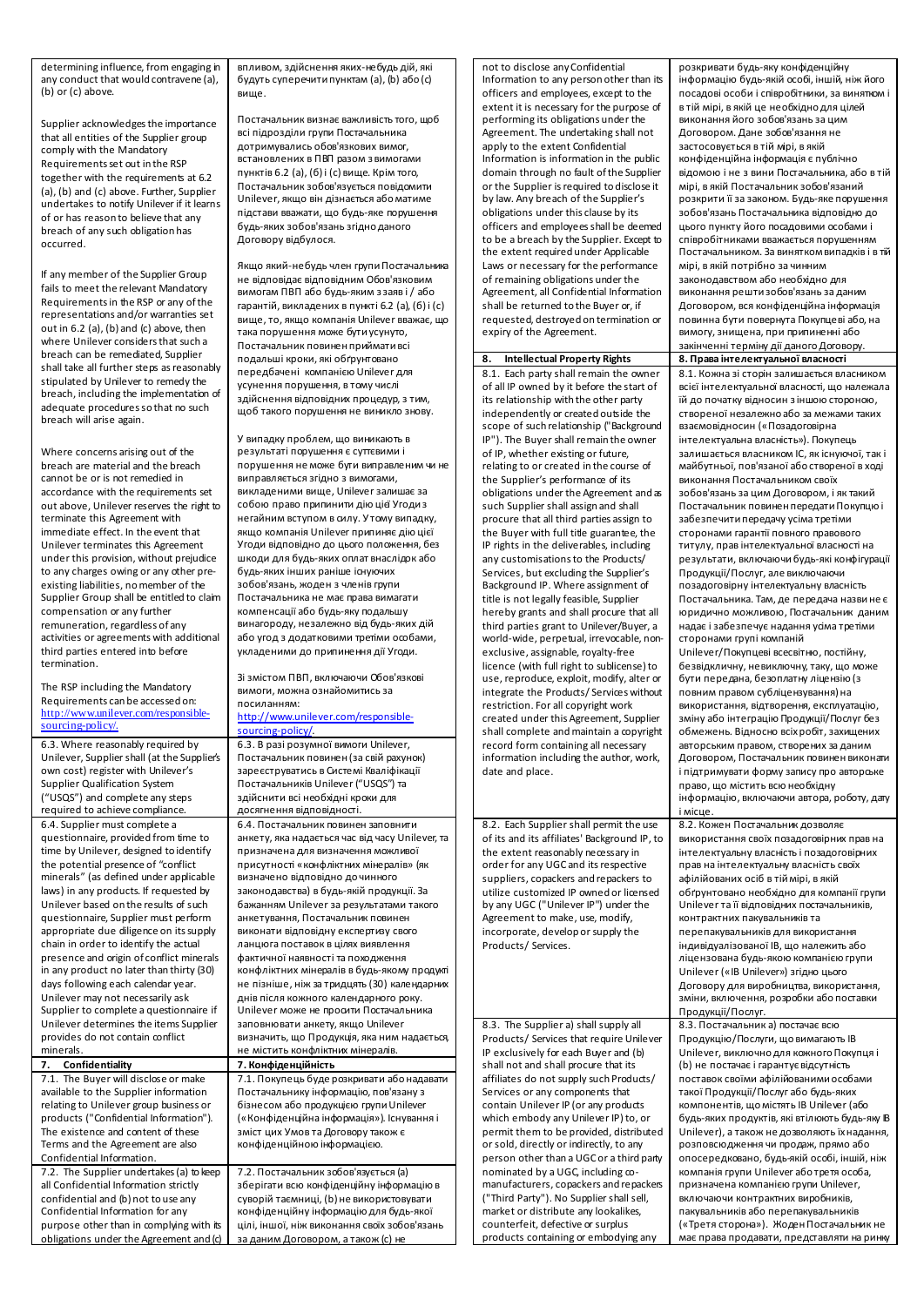| | |
|---|---|
| determining influence, from engaging in any conduct that would contravene (a), (b) or (c) above.<br><br>Supplier acknowledges the importance that all entities of the Supplier group comply with the Mandatory Requirements set out in the RSP together with the requirements at 6.2 (a), (b) and (c) above. Further, Supplier undertakes to notify Unilever if it learns of or has reason to believe that any breach of any such obligation has occurred.<br><br>If any member of the Supplier Group fails to meet the relevant Mandatory Requirements in the RSP or any of the representations and/or warranties set out in 6.2 (a), (b) and (c) above, then where Unilever considers that such a breach can be remediated, Supplier shall take all further steps as reasonably stipulated by Unilever to remedy the breach, including the implementation of adequate procedures so that no such breach will arise again.<br><br>Where concerns arising out of the breach are material and the breach cannot be or is not remedied in accordance with the requirements set out above, Unilever reserves the right to terminate this Agreement with immediate effect. In the event that Unilever terminates this Agreement under this provision, without prejudice to any charges owing or any other pre-existing liabilities, no member of the Supplier Group shall be entitled to claim compensation or any further remuneration, regardless of any activities or agreements with additional third parties entered into before termination.<br><br>The RSP including the Mandatory Requirements can be accessed on: http://www.unilever.com/responsible-sourcing-policy/. | впливом, здійснення яких-небудь дій, які будуть суперечити пунктам (а), (b) або (c) вище.<br><br>Постачальник визнає важливість того, щоб всі підрозділи групи Постачальника дотримувались обов'язкових вимог, встановлених в ПВП разом з вимогами пунктів 6.2 (а), (б) і (c) вище. Крім того, Постачальник зобов'язується повідомити Unilever, якщо він дізнається або матиме підстави вважати, що будь-яке порушення будь-яких зобов'язань згідно даного Договору відбулося.<br><br>Якщо який-небудь член групи Постачальника не відповідає відповідним Обов'язковим вимогам ПВП або будь-яким з заяв і / або гарантій, викладених в пункті 6.2 (а), (б) і (c) вище, то, якщо компанія Unilever вважає, що така порушення може бути усунуто, Постачальник повинен приймати всі подальші кроки, які обгрунтовано передбачені компанією Unilever для усунення порушення, в тому числі здійснення відповідних процедур, з тим, щоб такого порушення не виникло знову.<br><br>У випадку проблем, що виникають в результаті порушення є суттєвими і порушення не може бути виправленим чи не виправляється згідно з вимогами, викладеними вище, Unilever залишає за собою право припинити дію цієї Угоди з негайним вступом в силу. У тому випадку, якщо компанія Unilever припиняє дію цієї Угоди відповідно до цього положення, без шкоди для будь-яких оплат внаслідок або будь-яких інших раніше існуючих зобов'язань, жоден з членів групи Постачальника не має права вимагати компенсацію або будь-яку подальшу винагороду, незалежно від будь-яких дій або угод з додатковими третіми особами, укладеними до припинення дії Угоди.<br><br>Зі змістом ПВП, включаючи Обов'язкові вимоги, можна ознайомитись за посиланням: http://www.unilever.com/responsible-sourcing-policy/. |
| 6.3. Where reasonably required by Unilever, Supplier shall (at the Supplier's own cost) register with Unilever's Supplier Qualification System ("USQS") and complete any steps required to achieve compliance. | 6.3. В разі розумної вимоги Unilever, Постачальник повинен (за свій рахунок) зареєструватись в Системі Кваліфікації Постачальників Unilever ("USQS") та здійснити всі необхідні кроки для досягнення відповідності. |
| 6.4. Supplier must complete a questionnaire, provided from time to time by Unilever, designed to identify the potential presence of "conflict minerals" (as defined under applicable laws) in any products. If requested by Unilever based on the results of such questionnaire, Supplier must perform appropriate due diligence on its supply chain in order to identify the actual presence and origin of conflict minerals in any product no later than thirty (30) days following each calendar year. Unilever may not necessarily ask Supplier to complete a questionnaire if Unilever determines the items Supplier provides do not contain conflict minerals. | 6.4. Постачальник повинен заповнити анкету, яка надається час від часу Unilever, та призначена для визначення можливої присутності «конфліктних мінералів» (як визначено відповідно до чинного законодавства) в будь-якій продукції. За бажанням Unilever за результатами такого анкетування, Постачальник повинен виконати відповідну експертизу свого ланцюга поставок в цілях виявлення фактичної наявності та походження конфліктних мінералів в будь-якому продукті не пізніше, ніж за тридцять (30) календарних днів після кожного календарного року. Unilever може не просити Постачальника заповнювати анкету, якщо Unilever визначить, що Продукція, яка ним надається, не містить конфліктних мінералів. |
| **7. Confidentiality** | **7. Конфіденційність** |
| 7.1. The Buyer will disclose or make available to the Supplier information relating to Unilever group business or products ("Confidential Information"). The existence and content of these Terms and the Agreement are also Confidential Information. | 7.1. Покупець буде розкривати або надавати Постачальнику інформацію, пов'язану з бізнесом або продукцією групи Unilever («Конфіденційна інформація»). Існування і зміст цих Умов та Договору також є конфіденційною інформацією. |
| 7.2. The Supplier undertakes (a) to keep all Confidential Information strictly confidential and (b) not to use any Confidential Information for any purpose other than in complying with its obligations under the Agreement and (c) not to disclose any Confidential Information to any person other than its officers and employees, except to the extent it is necessary for the purpose of performing its obligations under the Agreement. The undertaking shall not apply to the extent Confidential Information is information in the public domain through no fault of the Supplier or the Supplier is required to disclose it by law. Any breach of the Supplier's obligations under this clause by its officers and employees shall be deemed to be a breach by the Supplier. Except to the extent required under Applicable Laws or necessary for the performance of remaining obligations under the Agreement, all Confidential Information shall be returned to the Buyer or, if requested, destroyed on termination or expiry of the Agreement. | 7.2. Постачальник зобов'язується (а) зберігати всю конфіденційну інформацію в суворій таємниці, (b) не використовувати конфіденційну інформацію для будь-якої цілі, іншої, ніж виконання своїх зобов'язань за даним Договором, а також (c) не розкривати будь-яку конфіденційну інформацію будь-якій особі, іншій, ніж його посадові особи і співробітники, за винятком і в тій мірі, в якій це необхідно для цілей виконання його зобов'язань за цим Договором. Дане зобов'язання не застосовується в тій мірі, в якій конфіденційна інформація є публічно відомою і не з вини Постачальника, або в тій мірі, в якій Постачальник зобов'язаний розкрити її за законом. Будь-яке порушення зобов'язань Постачальника відповідно до цього пункту його посадовими особами і співробітниками вважається порушенням Постачальником. За винятком випадків і в тій мірі, в якій потрібно за чинним законодавством або необхідно для виконання решти зобов'язань за даним Договором, вся конфіденційна інформація повинна бути повернута Покупцеві або, на вимогу, знищена, при припиненні або закінченні терміну дії даного Договору. |
| **8. Intellectual Property Rights** | **8. Права інтелектуальної власності** |
| 8.1. Each party shall remain the owner of all IP owned by it before the start of its relationship with the other party independently or created outside the scope of such relationship ("Background IP"). The Buyer shall remain the owner of IP, whether existing or future, relating to or created in the course of the Supplier's performance of its obligations under the Agreement and as such Supplier shall assign and shall procure that all third parties assign to the Buyer with full title guarantee, the IP rights in the deliverables, including any customisations to the Products/ Services, but excluding the Supplier's Background IP. Where assignment of title is not legally feasible, Supplier hereby grants and shall procure that all third parties grant to Unilever/Buyer, a world-wide, perpetual, irrevocable, non-exclusive, assignable, royalty-free licence (with full right to sublicense) to use, reproduce, exploit, modify, alter or integrate the Products/Services without restriction. For all copyright work created under this Agreement, Supplier shall complete and maintain a copyright record form containing all necessary information including the author, work, date and place. | 8.1. Кожна зі сторін залишається власником всієї інтелектуальної власності, що належала їй до початку відносин з іншою стороною, створеної незалежно або за межами таких взаємовідносин («Позадоговірна інтелектуальна власність»). Покупець залишається власником ІС, як існуючої, так і майбутньої, пов'язаної або створеної в ході виконання Постачальником своїх зобов'язань за цим Договором, і як такий Постачальник повинен передати Покупцю і забезпечити передачу усіма третіми сторонами гарантії повного правового титулу, прав інтелектуальної власності на результати, включаючи будь-які конфігурації Продукції/Послуг, але виключаючи позадоговірну інтелектуальну власність Постачальника. Там, де передача назви не є юридично можливою, Постачальник даним надає і забезпечує надання усіма третіми сторонами групі компаній Unilever/Покупцеві всесвітню, постійну, безвідкличну, невиключну, таку, що може бути передана, безоплатну ліцензію (з повним правом субліцензування) на використання, відтворення, експлуатацію, зміну або інтеграцію Продукції/Послуг без обмежень. Відносно всіх робіт, захищених авторським правом, створених за даним Договором, Постачальник повинен виконати і підтримувати форму запису про авторське право, що містить всю необхідну інформацію, включаючи автора, роботу, дату і місце. |
| 8.2. Each Supplier shall permit the use of its and its affiliates' Background IP, to the extent reasonably necessary in order for any UGC and its respective suppliers, copackers and repackers to utilize customized IP owned or licensed by any UGC ("Unilever IP") under the Agreement to make, use, modify, incorporate, develop or supply the Products/ Services. | 8.2. Кожен Постачальник дозволяє використання своїх позадоговірних прав на інтелектуальну власність і позадоговірних прав на інтелектуальну власність своїх афілійованих осіб в тій мірі, в якій обгрунтовано необхідно для компанії групи Unilever та її відповідних постачальників, контрактних пакувальників та перепакувальників для використання індивідуалізованої ІВ, що належить або ліцензована будь-якою компанією групи Unilever («ІВ Unilever») згідно цього Договору для виробництва, використання, зміни, включення, розробки або поставки Продукції/Послуг. |
| 8.3. The Supplier a) shall supply all Products/ Services that require Unilever IP exclusively for each Buyer and (b) shall not and shall procure that its affiliates do not supply such Products/ Services or any components that contain Unilever IP (or any products which embody any Unilever IP) to, or permit them to be provided, distributed or sold, directly or indirectly, to any person other than a UGC or a third party nominated by a UGC, including co-manufacturers, copackers and repackers ("Third Party"). No Supplier shall sell, market or distribute any lookalikes, counterfeit, defective or surplus products containing or embodying any | 8.3. Постачальник а) постачає всю Продукцію/Послуги, що вимагають ІВ Unilever, виключно для кожного Покупця і (b) не постачає і гарантує відсутність поставок своїми афілійованими особами такої Продукції/Послуг або будь-яких компонентів, що містять ІВ Unilever (або будь-яких продуктів, які втілюють будь-яку ІВ Unilever), а також не дозволяють їх надання, розповсюдження чи продаж, прямо або опосередковано, будь-якій особі, іншій, ніж компанія групи Unilever або третя особа, призначена компанією групи Unilever, включаючи контрактних виробників, пакувальників або перепакувальників («Третя сторона»). Жоден Постачальник не має права продавати, представляти на ринку |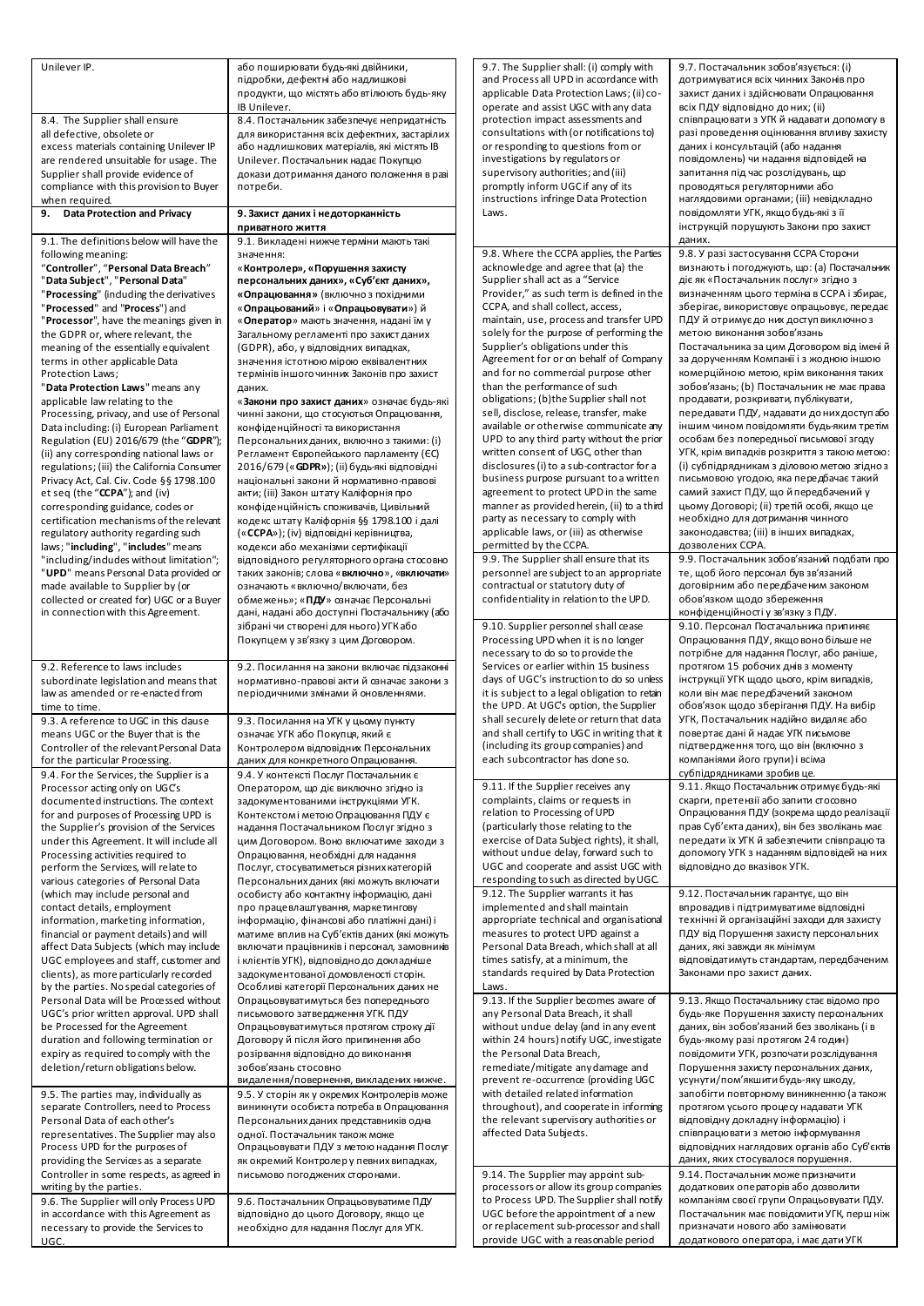| | |
|---|---|
| Unilever IP. | або поширювати будь-які двійники, підробки, дефектні або надлишкові продукти, що містять або втілюють будь-яку IB Unilever. |
| 8.4. The Supplier shall ensure all defective, obsolete or excess materials containing Unilever IP are rendered unsuitable for usage. The Supplier shall provide evidence of compliance with this provision to Buyer when required. | 8.4. Постачальник забезпечує непридатність для використання всіх дефектних, застарілих або надлишкових матеріалів, які містять IB Unilever. Постачальник надає Покупцю докази дотримання даного положення в разі потреби. |
| **9. Data Protection and Privacy** | **9. Захист даних і недоторканність приватного життя** |
| 9.1. The definitions below will have the following meaning: "**Controller**", "**Personal Data Breach**" "**Data Subject**", "**Personal Data**" "**Processing**" (including the derivatives "**Processed**" and "**Process**") and "**Processor**", have the meanings given in the GDPR or, where relevant, the meaning of the essentially equivalent terms in other applicable Data Protection Laws; "**Data Protection Laws**" means any applicable law relating to the Processing, privacy, and use of Personal Data including: (i) European Parliament Regulation (EU) 2016/679 (the "**GDPR**"); (ii) any corresponding national laws or regulations; (iii) the California Consumer Privacy Act, Cal. Civ. Code §§ 1798.100 et seq (the "**CCPA**"); and (iv) corresponding guidance, codes or certification mechanisms of the relevant regulatory authority regarding such laws; "**including**", "**includes**" means "including/includes without limitation"; "**UPD**" means Personal Data provided or made available to Supplier by (or collected or created for) UGC or a Buyer in connection with this Agreement. | 9.1. Викладені нижче терміни мають такі значення: «**Контролер», «Порушення захисту персональних даних», «Суб'єкт даних», «Опрацювання»** (включно з похідними «**Опрацьований**» і «**Опрацьовувати**») й «**Оператор**» мають значення, надані їм у Загальному регламенті про захист даних (GDPR), або, у відповідних випадках, значення істотною мірою еквівалентних термінів іншого чинних Законів про захист даних. «**Закони про захист даних**» означає будь-які чинні закони, що стосуються Опрацювання, конфіденційності та використання Персональних даних, включно з такими: (i) Регламент Європейського парламенту (ЄС) 2016/679 («**GDPR**»); (ii) будь-які відповідні національні закони й нормативно-правові акти; (iii) Закон штату Каліфорнія про конфіденційність споживачів, Цивільний кодекс штату Каліфорнія §§ 1798.100 і далі («**CCPA**»); (iv) відповідні керівництва, кодекси або механізми сертифікації відповідного регуляторного органа стосовно таких законів; слова «**включно**», «**включати**» означають «включно/включати, без обмежень»; «**ПДУ**» означає Персональні дані, надані або доступні Постачальнику (або зібрані чи створені для нього) УГК або Покупцем у зв'язку з цим Договором. |
| 9.2. Reference to laws includes subordinate legislation and means that law as amended or re-enacted from time to time. | 9.2. Посилання на закони включає підзаконні нормативно-правові акти й означає закони з періодичними змінами й оновленнями. |
| 9.3. A reference to UGC in this clause means UGC or the Buyer that is the Controller of the relevant Personal Data for the particular Processing. | 9.3. Посилання на УГК у цьому пункту означає УГК або Покупця, який є Контролером відповідних Персональних даних для конкретного Опрацювання. |
| 9.4. For the Services, the Supplier is a Processor acting only on UGC's documented instructions. The context and purposes of Processing UPD is the Supplier's provision of the Services under this Agreement. It will include all Processing activities required to perform the Services, will relate to various categories of Personal Data (which may include personal and contact details, employment information, marketing information, financial or payment details) and will affect Data Subjects (which may include UGC employees and staff, customer and clients), as more particularly recorded by the parties. No special categories of Personal Data will be Processed without UGC's prior written approval. UPD shall be Processed for the Agreement duration and following termination or expiry as required to comply with the deletion/return obligations below. | 9.4. У контексті Послуг Постачальник є Оператором, що діє виключно згідно із задокументованими інструкціями УГК. Контекстом і метою Опрацювання ПДУ є надання Постачальником Послуг згідно з цим Договором. Воно включатиме заходи з Опрацювання, необхідні для надання Послуг, стосуватиметься різних категорій Персональних даних (які можуть включати особисту або контактну інформацію, дані про працевлаштування, маркетингову інформацію, фінансові або платіжні дані) і матиме вплив на Суб'єктів даних (які можуть включати працівників і персонал, замовників і клієнтів УГК), відповідно до докладніше задокументованої домовленості сторін. Особливі категорії Персональних даних не Опрацьовуватимуться без попереднього письмового затвердження УГК. ПДУ Опрацьовуватимуться протягом строку дії Договору й після його припинення або розірвання відповідно до виконання зобов'язань стосовно видалення/повернення, викладених нижче. |
| 9.5. The parties may, individually as separate Controllers, need to Process Personal Data of each other's representatives. The Supplier may also Process UPD for the purposes of providing the Services as a separate Controller in some respects, as agreed in writing by the parties. | 9.5. У сторін як у окремих Контролерів може виникнути особиста потреба в Опрацюванні Персональних даних представників одна одної. Постачальник також може Опрацьовувати ПДУ з метою надання Послуг як окремий Контролер у певних випадках, письмово погоджених сторонами. |
| 9.6. The Supplier will only Process UPD in accordance with this Agreement as necessary to provide the Services to UGC. | 9.6. Постачальник Опрацьовуватиме ПДУ відповідно до цього Договору, якщо це необхідно для надання Послуг для УГК. |
| 9.7. The Supplier shall: (i) comply with and Process all UPD in accordance with applicable Data Protection Laws; (ii) co-operate and assist UGC with any data protection impact assessments and consultations with (or notifications to) or responding to questions from or investigations by regulators or supervisory authorities; and (iii) promptly inform UGC if any of its instructions infringe Data Protection Laws. | 9.7. Постачальник зобов'язується: (i) дотримуватися всіх чинних Законів про захист даних і здійснювати Опрацювання всіх ПДУ відповідно до них; (ii) співпрацювати з УГК й надавати допомогу в разі проведення оцінювання впливу захисту даних і консультацій (або надання повідомлень) чи надання відповідей на запитання під час розслідувань, що проводяться регуляторними або наглядовими органами; (iii) невідкладно повідомляти УГК, якщо будь-які з її інструкцій порушують Закони про захист даних. |
| 9.8. Where the CCPA applies, the Parties acknowledge and agree that (a) the Supplier shall act as a "Service Provider," as such term is defined in the CCPA, and shall collect, access, maintain, use, process and transfer UPD solely for the purpose of performing the Supplier's obligations under this Agreement for or on behalf of Company and for no commercial purpose other than the performance of such obligations; (b)the Supplier shall not sell, disclose, release, transfer, make available or otherwise communicate any UPD to any third party without the prior written consent of UGC, other than disclosures (i) to a sub-contractor for a business purpose pursuant to a written agreement to protect UPD in the same manner as provided herein, (ii) to a third party as necessary to comply with applicable laws, or (iii) as otherwise permitted by the CCPA. | 9.8. У разі застосування CCPA Сторони визнають і погоджують, що: (a) Постачальник діє як «Постачальник послуг» згідно з визначенням цього терміна в CCPA і збирає, зберігає, використовує опрацьовує, передає ПДУ й отримує до них доступ виключно з метою виконання зобов'язань Постачальника за цим Договором від імені й за дорученням Компанії і з жодною іншою комерційною метою, крім виконання таких зобов'язань; (b) Постачальник не має права продавати, розкривати, публікувати, передавати ПДУ, надавати до них доступ або іншим чином повідомляти будь-яким третім особам без попередньої письмової згоди УГК, крім випадків розкриття з такою метою: (i) субпідрядникам з діловою метою згідно з письмовою угодою, яка передбачає такий самий захист ПДУ, що й передбачений у цьому Договорі; (ii) третій особі, якщо це необхідно для дотримання чинного законодавства; (iii) в інших випадках, дозволених CCPA. |
| 9.9. The Supplier shall ensure that its personnel are subject to an appropriate contractual or statutory duty of confidentiality in relation to the UPD. | 9.9. Постачальник зобов'язаний подбати про те, щоб його персонал був зв'язаний договірним або передбаченим законом обов'язком щодо збереження конфіденційності у зв'язку з ПДУ. |
| 9.10. Supplier personnel shall cease Processing UPD when it is no longer necessary to do so to provide the Services or earlier within 15 business days of UGC's instruction to do so unless it is subject to a legal obligation to retain the UPD. At UGC's option, the Supplier shall securely delete or return that data and shall certify to UGC in writing that it (including its group companies) and each subcontractor has done so. | 9.10. Персонал Постачальника припиняє Опрацювання ПДУ, якщо воно більше не потрібне для надання Послуг, або раніше, протягом 15 робочих днів з моменту інструкції УГК щодо цього, крім випадків, коли він має передбачений законом обов'язок щодо зберігання ПДУ. На вибір УГК, Постачальник надійно видаляє або повертає дані й надає УГК письмове підтвердження того, що він (включно з компаніями його групи) і всіма субпідрядниками зробив це. |
| 9.11. If the Supplier receives any complaints, claims or requests in relation to Processing of UPD (particularly those relating to the exercise of Data Subject rights), it shall, without undue delay, forward such to UGC and cooperate and assist UGC with responding to such as directed by UGC. | 9.11. Якщо Постачальник отримує будь-які скарги, претензії або запити стосовно Опрацювання ПДУ (зокрема щодо реалізації прав Суб'єкта даних), він без зволікань має передати їх УГК й забезпечити співпрацю та допомогу УГК з наданням відповідей на них відповідно до вказівок УГК. |
| 9.12. The Supplier warrants it has implemented and shall maintain appropriate technical and organisational measures to protect UPD against a Personal Data Breach, which shall at all times satisfy, at a minimum, the standards required by Data Protection Laws. | 9.12. Постачальник гарантує, що він впровадив і підтримуватиме відповідні технічні й організаційні заходи для захисту ПДУ від Порушення захисту персональних даних, які завжди як мінімум відповідатимуть стандартам, передбаченим Законами про захист даних. |
| 9.13. If the Supplier becomes aware of any Personal Data Breach, it shall without undue delay (and in any event within 24 hours) notify UGC, investigate the Personal Data Breach, remediate/mitigate any damage and prevent re-occurrence (providing UGC with detailed related information throughout), and cooperate in informing the relevant supervisory authorities or affected Data Subjects. | 9.13. Якщо Постачальнику стає відомо про будь-яке Порушення захисту персональних даних, він зобов'язаний без зволікань (і в будь-якому разі протягом 24 годин) повідомити УГК, розпочати розслідування Порушення захисту персональних даних, усунути/пом'якшити будь-яку шкоду, запобігти повторному виникненню (а також протягом усього процесу надати УГК відповідну докладну інформацію) і співпрацювати з метою інформування відповідних наглядових органів або Суб'єктів даних, яких стосувалося порушення. |
| 9.14. The Supplier may appoint sub-processors or allow its group companies to Process UPD. The Supplier shall notify UGC before the appointment of a new or replacement sub-processor and shall provide UGC with a reasonable period | 9.14. Постачальник може призначити додаткових операторів або дозволити компаніям своєї групи Опрацьовувати ПДУ. Постачальник має повідомити УГК, перш ніж призначати нового або замінювати додаткового оператора, і має дати УГК |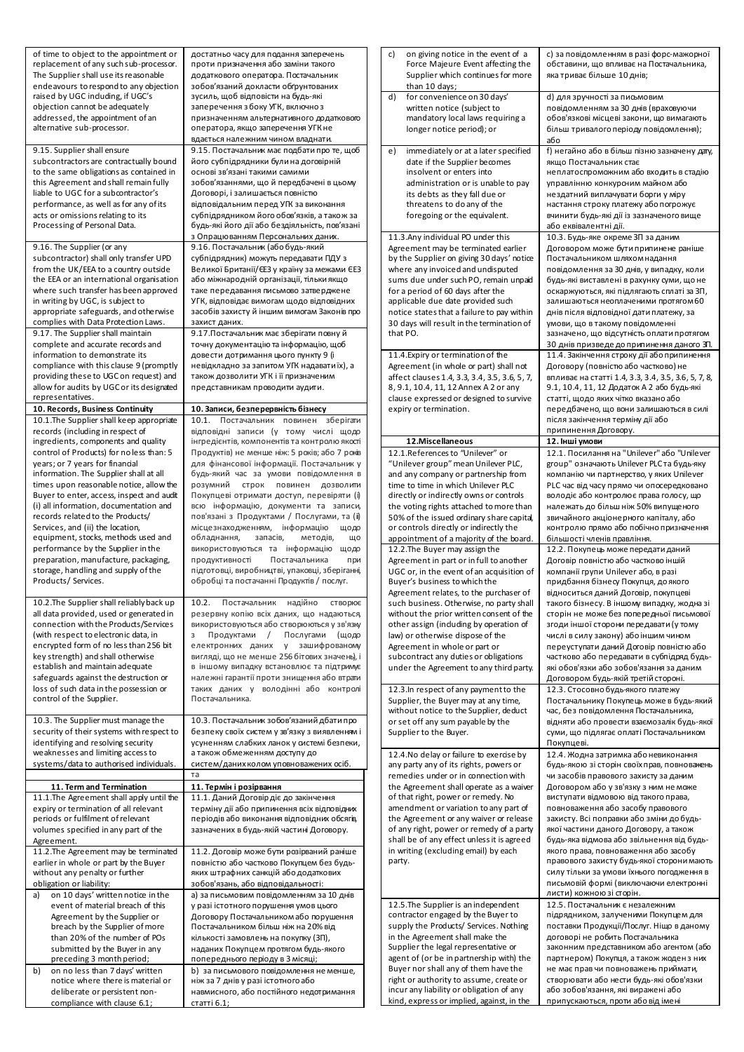| | |
|---|---|
| of time to object to the appointment or replacement of any such sub-processor. The Supplier shall use its reasonable endeavours to respond to any objection raised by UGC including, if UGC's objection cannot be adequately addressed, the appointment of an alternative sub-processor. | достатньо часу для подання заперечень проти призначення або заміни такого додаткового оператора. Постачальник зобов'язаний докласти обґрунтованих зусиль, щоб відповісти на будь-які заперечення з боку УГК, включно з призначенням альтернативного додаткового оператора, якщо заперечення УГК не вдається належним чином владнати. |
| 9.15. Supplier shall ensure subcontractors are contractually bound to the same obligations as contained in this Agreement and shall remain fully liable to UGC for a subcontractor's performance, as well as for any of its acts or omissions relating to its Processing of Personal Data. | 9.15. Постачальник має подбати про те, щоб його субпідрядники були на договірній основі зв'язані такими самими зобов'язаннями, що й передбачені в цьому Договорі, і залишається повністю відповідальним перед УГК за виконання субпідрядником його обов'язків, а також за будь-які його дії або бездіяльність, пов'язані з Опрацюванням Персональних даних. |
| 9.16. The Supplier (or any subcontractor) shall only transfer UPD from the UK/EEA to a country outside the EEA or an international organisation where such transfer has been approved in writing by UGC, is subject to appropriate safeguards, and otherwise complies with Data Protection Laws. | 9.16. Постачальник (або будь-який субпідрядник) можуть передавати ПДУ з Великої Британії/ЄЕЗ у країну за межами ЄЕЗ або міжнародній організації, тільки якщо таке передавання письмово затверджене УГК, відповідає вимогам щодо відповідних засобів захисту й іншим вимогам Законів про захист даних. |
| 9.17. The Supplier shall maintain complete and accurate records and information to demonstrate its compliance with this clause 9 (promptly providing these to UGC on request) and allow for audits by UGC or its designated representatives. | 9.17. Постачальник має зберігати повну й точну документацію та інформацію, щоб довести дотримання цього пункту 9 (і невідкладно за запитом УГК надавати їх), а також дозволити УГК і її призначеним представникам проводити аудити. |
| **10. Records, Business Continuity** | **10. Записи, безперервність бізнесу** |
| 10.1. The Supplier shall keep appropriate records (including in respect of ingredients, components and quality control of Products) for no less than: 5 years; or 7 years for financial information. The Supplier shall at all times upon reasonable notice, allow the Buyer to enter, access, inspect and audit (i) all information, documentation and records related to the Products/ Services, and (ii) the location, equipment, stocks, methods used and performance by the Supplier in the preparation, manufacture, packaging, storage, handling and supply of the Products/ Services. | 10.1. Постачальник повинен зберігати відповідні записи (у тому числі щодо інгредієнтів, компонентів та контролю якості Продуктів) не менше ніж: 5 років; або 7 років для фінансової інформації. Постачальник у будь-який час за умови повідомлення в розумний строк повинен дозволити Покупцеві отримати доступ, перевіряти (i) всю інформацію, документи та записи, пов'язані з Продуктами / Послугами, та (ii) місцезнаходженням, інформацію щодо обладнання, запасів, методів, що використовуються та інформацію щодо продуктивності Постачальника при підготовці, виробництві, упаковці, зберіганні, обробці та постачанні Продуктів / послуг. |
| 10.2. The Supplier shall reliably back up all data provided, used or generated in connection with the Products/Services (with respect to electronic data, in encrypted form of no less than 256 bit key strength) and shall otherwise establish and maintain adequate safeguards against the destruction or loss of such data in the possession or control of the Supplier. | 10.2. Постачальник надійно створює резервну копію всіх даних, що надаються, використовуються або створюються у зв'язку з Продуктами / Послугами (щодо електронних даних у зашифрованому вигляді, що не менше 256 бітових значень) і в іншому випадку встановлює та підтримує належні гарантії проти знищення або втрати таких даних у володінні або контролі Постачальника. |
| 10.3. The Supplier must manage the security of their systems with respect to identifying and resolving security weaknesses and limiting access to systems/data to authorised individuals. | 10.3. Постачальник зобов'язаний дбати про безпеку своїх систем у зв'язку з виявленням і усуненням слабких ланок у системі безпеки, а також обмеженням доступу до систем/даних колом уповноважених осіб. та |
| **11. Term and Termination** | **11. Термін і розірвання** |
| 11.1. The Agreement shall apply until the expiry or termination of all relevant periods or fulfilment of relevant volumes specified in any part of the Agreement. | 11.1. Даний Договір діє до закінчення терміну дії або припинення всіх відповідних періодів або виконання відповідних обсягів, зазначених в будь-якій частині Договору. |
| 11.2. The Agreement may be terminated earlier in whole or part by the Buyer without any penalty or further obligation or liability: | 11.2. Договір може бути розірваний раніше повністю або частково Покупцем без будь-яких штрафних санкцій або додаткових зобов'язань, або відповідальності: |
| a) on 10 days' written notice in the event of material breach of this Agreement by the Supplier or breach by the Supplier of more than 20% of the number of POs submitted by the Buyer in any preceding 3 month period; | а) за письмовим повідомленням за 10 днів у разі істотного порушення умов цього Договору Постачальником або порушення Постачальником більш ніж на 20% від кількості замовлень на покупку (ЗП), наданих Покупцем протягом будь-якого попереднього періоду в 3 місяці; |
| b) on no less than 7 days' written notice where there is material or deliberate or persistent non-compliance with clause 6.1; | b) за письмового повідомлення не менше, ніж за 7 днів у разі істотного або навмисного, або постійного недотримання статті 6.1; |
| c) on giving notice in the event of a Force Majeure Event affecting the Supplier which continues for more than 10 days; | с) за повідомленням в разі форс-мажорної обставини, що впливає на Постачальника, яка триває більше 10 днів; |
| d) for convenience on 30 days' written notice (subject to mandatory local laws requiring a longer notice period); or | d) для зручності за письмовим повідомленням за 30 днів (враховуючи обов'язкові місцеві закони, що вимагають більш тривалого періоду повідомлення); або |
| e) immediately or at a later specified date if the Supplier becomes insolvent or enters into administration or is unable to pay its debts as they fall due or threatens to do any of the foregoing or the equivalent. | f) негайно або в більш пізню зазначену дату, якщо Постачальник стає неплатоспроможним або входить в стадію управління конкурсним майном або нездатний виплачувати борги у міру настання строку платежу або погрожує вчинити будь-які дії із зазначеного вище або еквівалентні дії. |
| 11.3. Any individual PO under this Agreement may be terminated earlier by the Supplier on giving 30 days' notice where any invoiced and undisputed sums due under such PO, remain unpaid for a period of 60 days after the applicable due date provided such notice states that a failure to pay within 30 days will result in the termination of that PO. | 10.3. Будь-яке окреме ЗП за даним Договором може бути припинене раніше Постачальником шляхом надання повідомлення за 30 днів, у випадку, коли будь-які виставлені в рахунку суми, що не оскаржуються, які підлягають сплаті за ЗП, залишаються неоплаченими протягом 60 днів після відповідної дати платежу, за умови, що в такому повідомленні зазначено, що відсутність оплати протягом 30 днів призведе до припинення даного ЗП. |
| 11.4. Expiry or termination of the Agreement (in whole or part) shall not affect clauses 1.4, 3.3, 3.4, 3.5, 3.6, 5, 7, 8, 9.1, 10.4, 11, 12 Annex A 2 or any clause expressed or designed to survive expiry or termination. | 11.4. Закінчення строку дії або припинення Договору (повністю або частково) не впливає на статті 1.4, 3.3, 3.4, 3.5, 3.6, 5, 7, 8, 9.1, 10.4, 11, 12 Додаток А 2 або будь-які статті, щодо яких чітко вказано або передбачено, що вони залишаються в силі після закінчення терміну дії або припинення Договору. |
| **12. Miscellaneous** | **12. Інші умови** |
| 12.1. References to "Unilever" or "Unilever group" mean Unilever PLC, and any company or partnership from time to time in which Unilever PLC directly or indirectly owns or controls the voting rights attached to more than 50% of the issued ordinary share capital, or controls directly or indirectly the appointment of a majority of the board. | 12.1. Посилання на "Unilever" або "Unilever group" означають Unilever PLC та будь-яку компанію чи партнерство, у яких Unilever PLC час від часу прямо чи опосередковано володіє або контролює права голосу, що належать до більш ніж 50% випущеного звичайного акціонерного капіталу, або контролю прямо або побічно призначення більшості членів правління. |
| 12.2. The Buyer may assign the Agreement in part or in full to another UGC or, in the event of an acquisition of Buyer's business to which the Agreement relates, to the purchaser of such business. Otherwise, no party shall without the prior written consent of the other assign (including by operation of law) or otherwise dispose of the Agreement in whole or part or subcontract any duties or obligations under the Agreement to any third party. | 12.2. Покупець може передати даний Договір повністю або частково іншій компанії групи Unilever або, в разі придбання бізнесу Покупця, до якого відноситься даний Договір, покупцеві такого бізнесу. В іншому випадку, жодна зі сторін не може без попередньої письмової згоди іншої сторони передавати (у тому числі в силу закону) або іншим чином переуступати даний Договір повністю або частково або передавати в субпідряд будь-які обов'язки або зобов'язання за даним Договором будь-якій третій стороні. |
| 12.3. In respect of any payment to the Supplier, the Buyer may at any time, without notice to the Supplier, deduct or set off any sum payable by the Supplier to the Buyer. | 12.3. Стосовно будь-якого платежу Постачальнику Покупець може в будь-який час, без повідомлення Постачальника, відняти або провести взаємозалік будь-якої суми, що підлягає оплаті Постачальником Покупцеві. |
| 12.4. No delay or failure to exercise by any party any of its rights, powers or remedies under or in connection with the Agreement shall operate as a waiver of that right, power or remedy. No amendment or variation to any part of the Agreement or any waiver or release of any right, power or remedy of a party shall be of any effect unless it is agreed in writing (excluding email) by each party. | 12.4. Жодна затримка або невиконання будь-якою зі сторін своїх прав, повноважень чи засобів правового захисту за даним Договором або у зв'язку з ним не може виступати відмовою від такого права, повноваження або засобу правового захисту. Всі поправки або зміни до будь-якої частини даного Договору, а також будь-яка відмова або звільнення від будь-якого права, повноваження або засобу правового захисту будь-якої сторони мають силу тільки за умови їхнього погодження в письмовій формі (виключаючи електронні листи) кожною зі сторін. |
| 12.5. The Supplier is an independent contractor engaged by the Buyer to supply the Products/ Services. Nothing in the Agreement shall make the Supplier the legal representative or agent of (or be in partnership with) the Buyer nor shall any of them have the right or authority to assume, create or incur any liability or obligation of any kind, express or implied, against, in the | 12.5. Постачальник є незалежним підрядником, залученим Покупцем для поставки Продукції/Послуг. Ніщо в даному договорі не робить Постачальника законним представником або агентом (або партнером) Покупця, а також жоден з них не має прав чи повноважень приймати, створювати або нести будь-які обов'язки або зобов'язання, які виражені або припускаються, проти або від імені |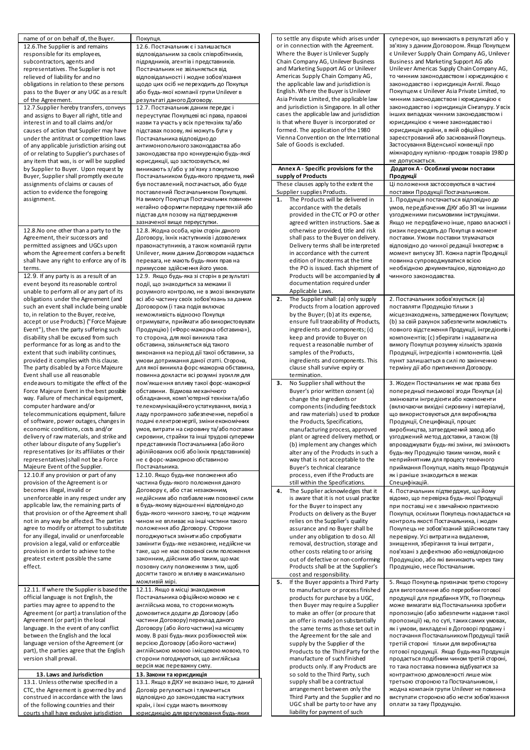| | |
|---|---|
| name of or on behalf of, the Buyer. | Покупця. |
| 12.6.The Supplier is and remains responsible for its employees, subcontractors, agents and representatives. The Supplier is not relieved of liability for and no obligations in relation to these persons pass to the Buyer or any UGC as a result of the Agreement. | 12.6. Постачальник є і залишається відповідальним за своїх співробітників, підрядників, агентів і представників. Постачальник не звільняється від відповідальності і жодне зобов'язання щодо цих осіб не переходить до Покупця або будь-якої компанії групи Unilever в результаті даного Договору. |
| 12.7.Supplier hereby transfers, conveys and assigns to Buyer all right, title and interest in and to all claims and/or causes of action that Supplier may have under the antitrust or competition laws of any applicable jurisdiction arising out of or relating to Supplier's purchases of any item that was, is or will be supplied by Supplier to Buyer. Upon request by Buyer, Supplier shall promptly execute assignments of claims or causes of action to evidence the foregoing assignment. | 12.7. Постачальник даним передає і переуступає Покупцеві всі права, правові назви та участь у всіх претензіях та/або підставах позову, які можуть бути у Постачальника відповідно до антимонопольного законодавства або законодавства про конкуренцію будь-якої юрисдикції, що застосовується, які виникають з/або у зв'язку з покупкою Постачальником будь-якого предмета, який був поставлений, постачається, або буде поставлений Постачальником Покупцеві. На вимогу Покупця Постачальник повинен негайно оформити передачу претензій або підстав для позову на підтвердження зазначеної вище переуступки. |
| 12.8.No one other than a party to the Agreement, their successors and permitted assignees and UGCs upon whom the Agreement confers a benefit shall have any right to enforce any of its terms. | 12.8. Жодна особа, крім сторін даного Договору, їхніх наступників і дозволених правонаступників, а також компаній групи Unilever, яким даним Договором надається перевага, не мають будь-яких прав на примусове здійснення його умов. |
| 12.9. If any party is as a result of an event beyond its reasonable control unable to perform all or any part of its obligations under the Agreement (and such an event shall include being unable to, in relation to the Buyer, receive, accept or use Products) ("Force Majeure Event"), then the party suffering such disability shall be excused from such performance for as long as and to the extent that such inability continues, provided it complies with this clause. The party disabled by a Force Majeure Event shall use all reasonable endeavours to mitigate the effect of the Force Majeure Event in the best possible way. Failure of mechanical equipment, computer hardware and/or telecommunications equipment, failure of software, power outages, changes in economic conditions, costs and/or delivery of raw materials, and strike and other labour dispute of any Supplier's representatives (or its affiliates or their representatives) shall not be a Force Majeure Event of the Supplier. | 12.9. Якщо будь-яка зі сторін в результаті події, що знаходиться за межами її розумного контролю, не в змозі виконувати всі або частину своїх зобов'язань за даним Договором (і така подія включає неможливість відносно Покупця отримувати, приймати або використовувати Продукцію) («Форс-мажорна обставина»), то сторона, для якої виникла така обставина, звільняється від такого виконання на період дії такої обставини, за умови дотримання даної статті. Сторона, для якої виникла форс-мажорна обставина, повинна докласти всі розумні зусилля для пом'якшення впливу такої форс-мажорної обставини. Відмова механічного обладнання, комп'ютерної техніки та/або телекомунікаційного устаткування, вихід з ладу програмного забезпечення, перебої в подачі електроенергії, зміни економічних умов, витрати на сировину та/або поставки сировини, страйки та інші трудові суперечки представників Постачальника (або його афілійованих осіб або їхніх представників) не є форс-мажорною обставиною Постачальника. |
| 12.10.If any provision or part of any provision of the Agreement is or becomes illegal, invalid or unenforceable in any respect under any applicable law, the remaining parts of that provision or of the Agreement shall not in any way be affected. The parties agree to modify or attempt to substitute for any illegal, invalid or unenforceable provision a legal, valid or enforceable provision in order to achieve to the greatest extent possible the same effect. | 12.10. Якщо будь-яке положення або частина будь-якого положення даного Договору є, або стає незаконним, недійсним або позбавленим позовної сили в будь-якому відношенні відповідно до будь-якого чинного закону, то це жодним чином не впливає на інші частини такого положення або Договору. Сторони погоджуються змінити або спробувати замінити будь-яке незаконне, недійсне чи таке, що не має позовної сили положення законним, дійсним або таким, що має позовну силу положенням з тим, щоб досягти такого ж впливу в максимально можливій мірі. |
| 12.11. If where the Supplier is based the official language is not English, the parties may agree to append to the Agreement (or part) a translation of the Agreement (or part) in the local language. In the event of any conflict between the English and the local language version of the Agreement (or part), the parties agree that the English version shall prevail. | 12.11. Якщо в місці знаходження Постачальника офіційною мовою не є англійська мова, то сторони можуть домовитися додати до Договору (або частини Договору) переклад даного Договору (або його частини) на місцеву мову. В разі будь-яких розбіжностей між версією Договору (або його частини) англійською мовою і місцевою мовою, то сторони погоджуються, що англійська версія має переважну силу. |
| **13. Laws and Jurisdiction** | **13. Закони та юрисдикція** |
| 13.1. Unless otherwise specified in a CTC, the Agreement is governed by and construed in accordance with the laws of the following countries and their courts shall have exclusive jurisdiction to settle any dispute which arises under or in connection with the Agreement. Where the Buyer is Unilever Supply Chain Company AG, Unilever Business and Marketing Support AG or Unilever Americas Supply Chain Company AG, the applicable law and jurisdiction is English. Where the Buyer is Unilever Asia Private Limited, the applicable law and jurisdiction is Singapore. In all other cases the applicable law and jurisdiction is that where Buyer is incorporated or formed. The application of the 1980 Vienna Convention on the International Sale of Goods is excluded. | 13.1. Якщо в ДКУ не вказано інше, то даний Договір регулюється і тлумачиться відповідно до законодавства наступних країн, і їхні суди мають виняткову юрисдикцію для врегулювання будь-яких суперечок, що виникають в результаті або у зв'язку з даним Договором. Якщо Покупцем є Unilever Supply Chain Company AG, Unilever Business and Marketing Support AG або Unilever Americas Supply Chain Company AG, то чинним законодавством і юрисдикцією є законодавство і юрисдикція Англії. Якщо Покупцем є Unilever Asia Private Limited, то чинним законодавством і юрисдикцією є законодавство і юрисдикція Сінгапуру. У всіх інших випадках чинним законодавством і юрисдикцією є чинне законодавство і юрисдикція країни, в якій офіційно зареєстрований або заснований Покупець. Застосування Віденської конвенції про міжнародну купівлю-продаж товарів 1980 р не допускається. |
| **Annex A - Specific provisions for the supply of Products** | **Додаток А - Особливі умови поставки Продукції** |
| These clauses apply to the extent the Supplier supplies Products. | Ці положення застосовуються в частині поставки Продукції Постачальником. |
| 1. The Products will be delivered in accordance with the details provided in the CTC or PO or other agreed written instructions. Save as otherwise provided, title and risk shall pass to the Buyer on delivery. Delivery terms shall be interpreted in accordance with the current edition of Incoterms at the time the PO is issued. Each shipment of Products will be accompanied by all documentation required under Applicable Laws. | 1. Продукція постачається відповідно до умов, передбачених ДКУ або ЗП чи іншими узгодженими письмовими інструкціями. Якщо не передбачено інше, право власності і ризик переходять до Покупця в момент поставки. Умови поставки тлумачаться відповідно до чинної редакції Інкотермс в момент випуску ЗП. Кожна партія Продукції повинна супроводжуватися всією необхідною документацією, відповідно до чинного законодавства. |
| 2. The Supplier shall: (a) only supply Products from a location approved by the Buyer; (b) at its expense, ensure full traceability of Products, ingredients and components; (c) keep and provide to Buyer on request a reasonable number of samples of the Products, ingredients and components. This clause shall survive expiry or termination. | 2. Постачальник зобов'язується: (a) поставляти Продукцію тільки з місцезнаходжень, затверджених Покупцем; (b) за свій рахунок забезпечити можливість повного відстеження Продукції, інгредієнтів і компонентів; (c) зберігати і надавати на вимогу Покупця розумну кількість зразків Продукції, інгредієнтів і компонентів. Цей пункт залишається в силі по закінченню терміну дії або припинення Договору. |
| 3. No Supplier shall without the Buyer's prior written consent (a) change the ingredients or components (including feedstock and raw materials) used to produce the Products, Specifications, manufacturing process, approved plant or agreed delivery method, or (b) implement any changes which alter any of the Products in such a way that is not acceptable to the Buyer's technical clearance process, even if the Products are still within the Specifications. | 3. Жоден Постачальник не має права без попередньої письмової згоди Покупця (a) змінювати інгредієнти або компоненти (включаючи вихідні сировину і матеріали), що використовуються для виробництва Продукції, Специфікації, процес виробництва, затверджений завод або узгоджений метод доставки, а також (b) впроваджувати будь-які зміни, які змінюють будь-яку Продукцію таким чином, який є неприйнятним для процесу технічного приймання Покупця, навіть якщо Продукція як і раніше знаходиться в межах Специфікацій. |
| 4. The Supplier acknowledges that it is aware that it is not usual practice for the Buyer to inspect any Products on delivery as the Buyer relies on the Supplier's quality assurance and no Buyer shall be under any obligation to do so. All removal, destruction, storage and other costs relating to or arising out of defective or non-conforming Products shall be at the Supplier's cost and responsibility. | 4. Постачальник підтверджує, що йому відомо, що перевірка будь-якої Продукції при поставці не є звичайною практикою Покупця, оскільки Покупець покладається на контроль якості Постачальника, і жоден Покупець не зобов'язаний здійснювати таку перевірку. Усі витрати на видалення, знищення, зберігання та інші витрати, пов'язані з дефектною або невідповідною Продукцією, або які виникають через таку Продукцію, несе Постачальник. |
| 5. If the Buyer appoints a Third Party to manufacture or process finished products for purchase by a UGC, then Buyer may require a Supplier to make an offer (or procure that an offer is made) on substantially the same terms as those set out in the Agreement for the sale and supply by the Supplier of the Products to the Third Party for the manufacture of such finished products only. If any Products are so sold to the Third Party, such supply shall be a contractual arrangement between only the Third Party and the Supplier and no UGC shall be party to or have any liability for payment of such | 5. Якщо Покупець призначає третю сторону для виготовлення або переробки готової продукції для придбання УГК, то Покупець може вимагати від Постачальника зробити пропозицію (або забезпечити надання такої пропозиції) на, по суті, таких самих умовах, як і умови, викладені в Договорі продажу і постачання Постачальником Продукції такій третій стороні тільки для виробництва готової продукції. Якщо будь-яка Продукція продається подібним чином третій стороні, то така поставка повинна відбуватися за контрактною домовленості лише між третьою стороною та Постачальником, і жодна компанія групи Unilever не повинна виступати стороною або нести зобов'язання оплати за таку Продукцію. |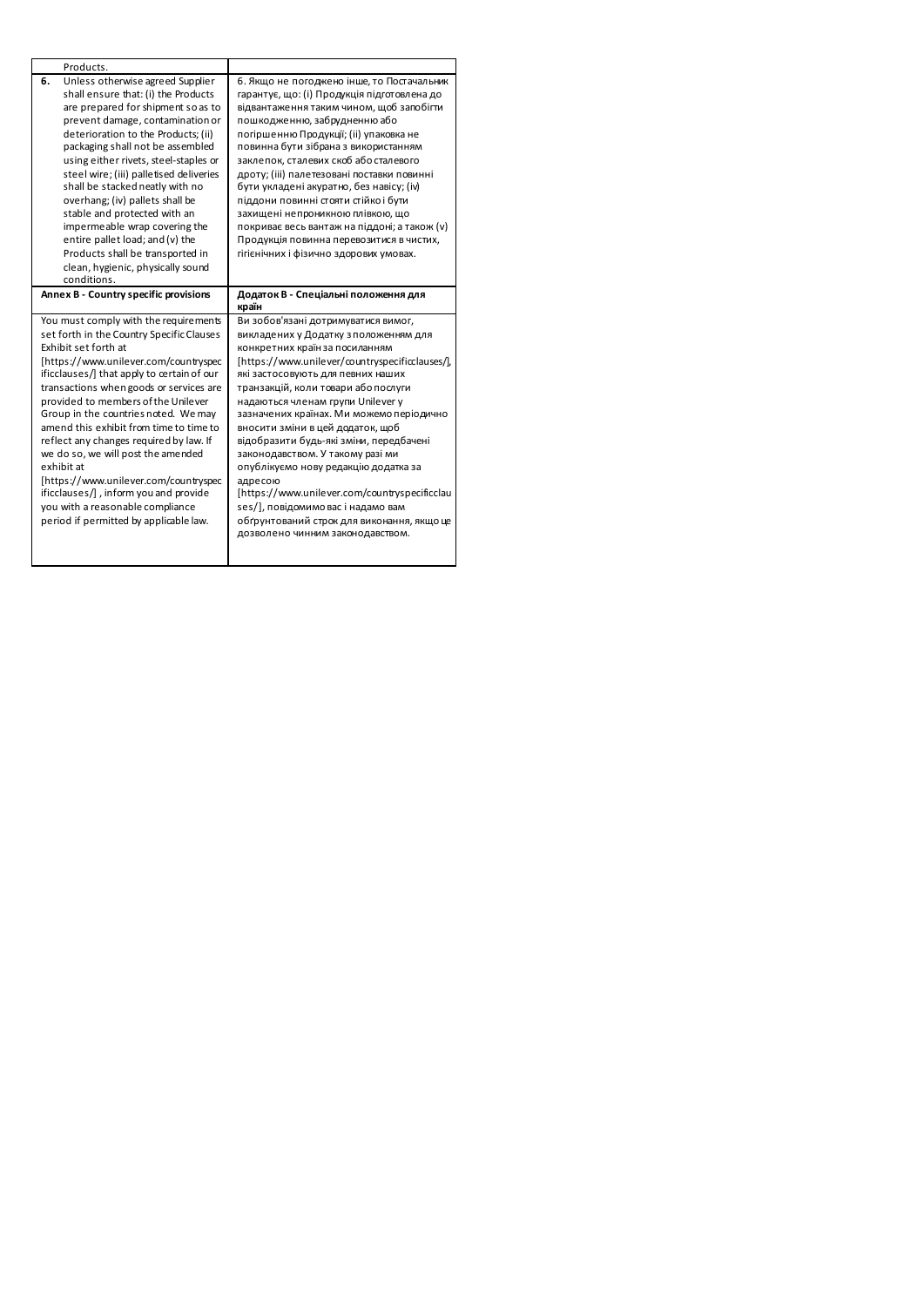| | |
|---|---|
| Products. | |
| **6.** Unless otherwise agreed Supplier shall ensure that: (i) the Products are prepared for shipment so as to prevent damage, contamination or deterioration to the Products; (ii) packaging shall not be assembled using either rivets, steel-staples or steel wire; (iii) palletised deliveries shall be stacked neatly with no overhang; (iv) pallets shall be stable and protected with an impermeable wrap covering the entire pallet load; and (v) the Products shall be transported in clean, hygienic, physically sound conditions. | 6. Якщо не погоджено інше, то Постачальник гарантує, що: (i) Продукція підготовлена до відвантаження таким чином, щоб запобігти пошкодженню, забрудненню або погіршенню Продукції; (ii) упаковка не повинна бути зібрана з використанням заклепок, сталевих скоб або сталевого дроту; (iii) палетезовані поставки повинні бути укладені акуратно, без навісу; (iv) піддони повинні стояти стійко і бути захищені непроникною плівкою, що покриває весь вантаж на піддоні; а також (v) Продукція повинна перевозитися в чистих, гігієнічних і фізично здорових умовах. |
| **Annex B - Country specific provisions** | **Додаток B - Спеціальні положення для країн** |
| You must comply with the requirements set forth in the Country Specific Clauses Exhibit set forth at [https://www.unilever.com/countryspecificclauses/] that apply to certain of our transactions when goods or services are provided to members of the Unilever Group in the countries noted. We may amend this exhibit from time to time to reflect any changes required by law. If we do so, we will post the amended exhibit at [https://www.unilever.com/countryspecificclauses/] , inform you and provide you with a reasonable compliance period if permitted by applicable law. | Ви зобов'язані дотримуватися вимог, викладених у Додатку з положенням для конкретних країн за посиланням [https://www.unilever/countryspecificclauses/], які застосовують для певних наших транзакцій, коли товари або послуги надаються членам групи Unilever у зазначених країнах. Ми можемо періодично вносити зміни в цей додаток, щоб відобразити будь-які зміни, передбачені законодавством. У такому разі ми опублікуємо нову редакцію додатка за адресою [https://www.unilever.com/countryspecificclauses/], повідомимо вас і надамо вам обгрунтований строк для виконання, якщо це дозволено чинним законодавством. |